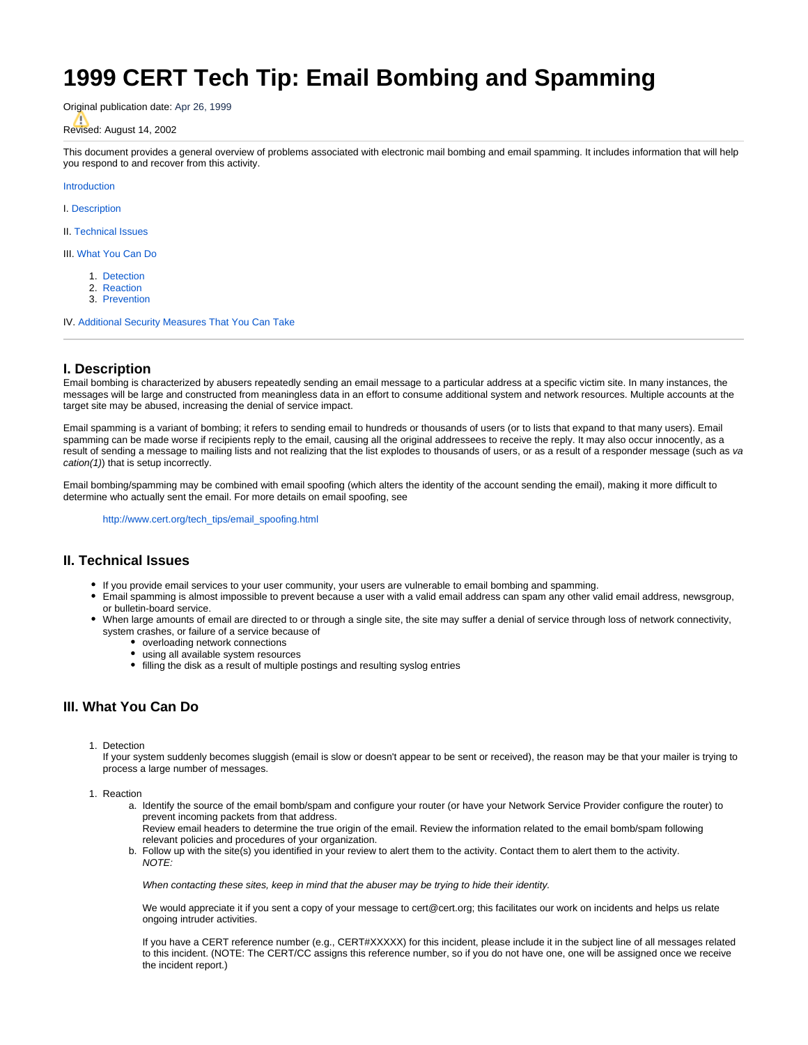# 1999 CERT Tech Tip: Email Bombing and Spamming

Original publication date: Apr 26, 1999

Revised: August 14, 2002

This document provides a general overview of problems associated with electronic mail bombing and email spamming. It includes information that will help you respond to and recover from this activity.

Introduction

I. Description

II. Technical Issues

III. What You Can Do

1. Detection
2. Reaction
3. Prevention

IV. Additional Security Measures That You Can Take

---

## I. Description

Email bombing is characterized by abusers repeatedly sending an email message to a particular address at a specific victim site. In many instances, the messages will be large and constructed from meaningless data in an effort to consume additional system and network resources. Multiple accounts at the target site may be abused, increasing the denial of service impact.

Email spamming is a variant of bombing; it refers to sending email to hundreds or thousands of users (or to lists that expand to that many users). Email spamming can be made worse if recipients reply to the email, causing all the original addressees to receive the reply. It may also occur innocently, as a result of sending a message to mailing lists and not realizing that the list explodes to thousands of users, or as a result of a responder message (such as *vacation(1)*) that is setup incorrectly.

Email bombing/spamming may be combined with email spoofing (which alters the identity of the account sending the email), making it more difficult to determine who actually sent the email. For more details on email spoofing, see

> http://www.cert.org/tech_tips/email_spoofing.html

## II. Technical Issues

- If you provide email services to your user community, your users are vulnerable to email bombing and spamming.
- Email spamming is almost impossible to prevent because a user with a valid email address can spam any other valid email address, newsgroup, or bulletin-board service.
- When large amounts of email are directed to or through a single site, the site may suffer a denial of service through loss of network connectivity, system crashes, or failure of a service because of
  - overloading network connections
  - using all available system resources
  - filling the disk as a result of multiple postings and resulting syslog entries

## III. What You Can Do

1. Detection
   If your system suddenly becomes sluggish (email is slow or doesn't appear to be sent or received), the reason may be that your mailer is trying to process a large number of messages.

1. Reaction
   a. Identify the source of the email bomb/spam and configure your router (or have your Network Service Provider configure the router) to prevent incoming packets from that address.
      Review email headers to determine the true origin of the email. Review the information related to the email bomb/spam following relevant policies and procedures of your organization.
   b. Follow up with the site(s) you identified in your review to alert them to the activity. Contact them to alert them to the activity.
      *NOTE:*

      *When contacting these sites, keep in mind that the abuser may be trying to hide their identity.*

      We would appreciate it if you sent a copy of your message to cert@cert.org; this facilitates our work on incidents and helps us relate ongoing intruder activities.

      If you have a CERT reference number (e.g., CERT#XXXXX) for this incident, please include it in the subject line of all messages related to this incident. (NOTE: The CERT/CC assigns this reference number, so if you do not have one, one will be assigned once we receive the incident report.)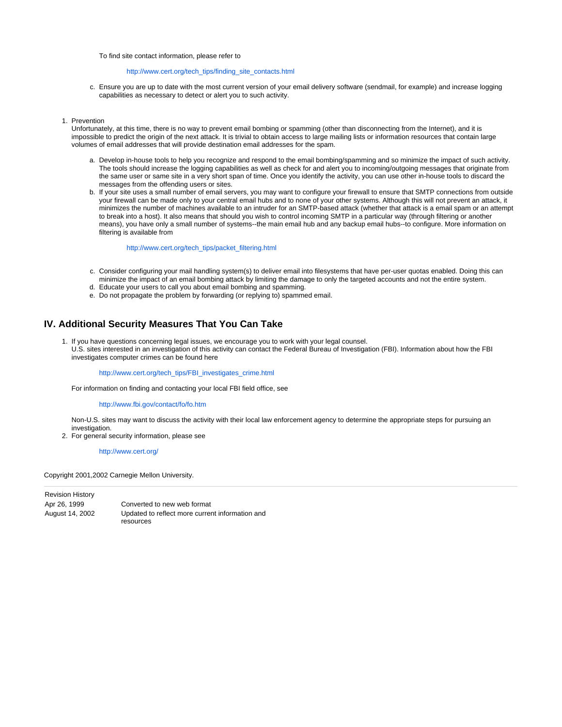To find site contact information, please refer to

http://www.cert.org/tech_tips/finding_site_contacts.html

c. Ensure you are up to date with the most current version of your email delivery software (sendmail, for example) and increase logging capabilities as necessary to detect or alert you to such activity.

1. Prevention
   Unfortunately, at this time, there is no way to prevent email bombing or spamming (other than disconnecting from the Internet), and it is impossible to predict the origin of the next attack. It is trivial to obtain access to large mailing lists or information resources that contain large volumes of email addresses that will provide destination email addresses for the spam.

   a. Develop in-house tools to help you recognize and respond to the email bombing/spamming and so minimize the impact of such activity. The tools should increase the logging capabilities as well as check for and alert you to incoming/outgoing messages that originate from the same user or same site in a very short span of time. Once you identify the activity, you can use other in-house tools to discard the messages from the offending users or sites.
   b. If your site uses a small number of email servers, you may want to configure your firewall to ensure that SMTP connections from outside your firewall can be made only to your central email hubs and to none of your other systems. Although this will not prevent an attack, it minimizes the number of machines available to an intruder for an SMTP-based attack (whether that attack is a email spam or an attempt to break into a host). It also means that should you wish to control incoming SMTP in a particular way (through filtering or another means), you have only a small number of systems--the main email hub and any backup email hubs--to configure. More information on filtering is available from

      http://www.cert.org/tech_tips/packet_filtering.html

   c. Consider configuring your mail handling system(s) to deliver email into filesystems that have per-user quotas enabled. Doing this can minimize the impact of an email bombing attack by limiting the damage to only the targeted accounts and not the entire system.
   d. Educate your users to call you about email bombing and spamming.
   e. Do not propagate the problem by forwarding (or replying to) spammed email.

## IV. Additional Security Measures That You Can Take

1. If you have questions concerning legal issues, we encourage you to work with your legal counsel.
   U.S. sites interested in an investigation of this activity can contact the Federal Bureau of Investigation (FBI). Information about how the FBI investigates computer crimes can be found here

   http://www.cert.org/tech_tips/FBI_investigates_crime.html

   For information on finding and contacting your local FBI field office, see

   http://www.fbi.gov/contact/fo/fo.htm

   Non-U.S. sites may want to discuss the activity with their local law enforcement agency to determine the appropriate steps for pursuing an investigation.
2. For general security information, please see

   http://www.cert.org/

Copyright 2001,2002 Carnegie Mellon University.

| Revision History | |
| --- | --- |
| Apr 26, 1999 | Converted to new web format |
| August 14, 2002 | Updated to reflect more current information and resources |